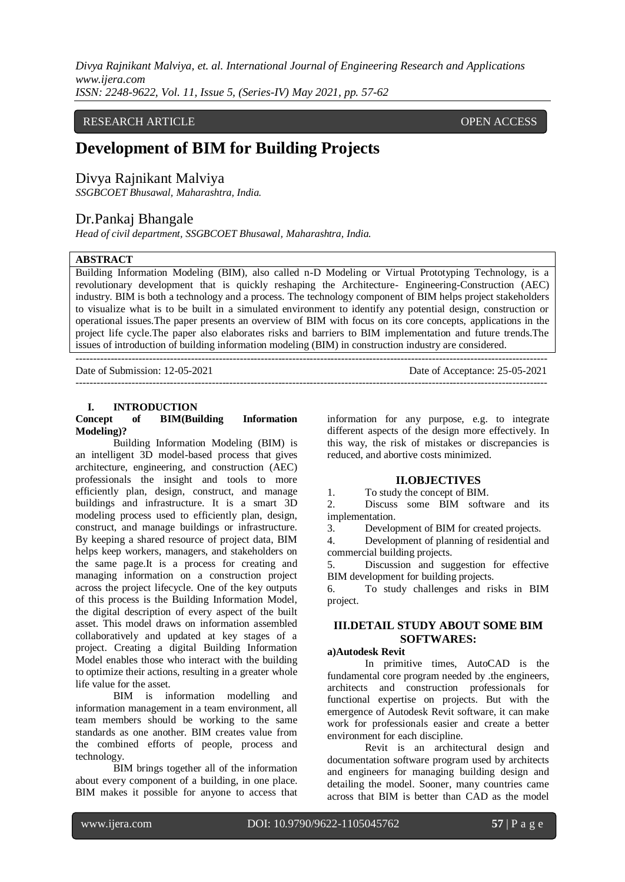RESEARCH ARTICLE OPEN ACCESS

# Development of BIM for Building Projects

## Divya Rajnikant Malviya

*SSGBCOET Bhusawal, Maharashtra, India.*

## Dr.Pankaj Bhangale

*Head of civil department, SSGBCOET Bhusawal, Maharashtra, India.*

**ABSTRACT**

Building Information Modeling (BIM), also called n-D Modeling or Virtual Prototyping Technology, is a revolutionary development that is quickly reshaping the Architecture- Engineering-Construction (AEC) industry. BIM is both a technology and a process. The technology component of BIM helps project stakeholders to visualize what is to be built in a simulated environment to identify any potential design, construction or operational issues.The paper presents an overview of BIM with focus on its core concepts, applications in the project life cycle.The paper also elaborates risks and barriers to BIM implementation and future trends.The issues of introduction of building information modeling (BIM) in construction industry are considered.

---

Date of Submission: 12-05-2021 Date of Acceptance: 25-05-2021

---

## I. INTRODUCTION

**Concept of BIM(Building Information Modeling)?**

Building Information Modeling (BIM) is an intelligent 3D model-based process that gives architecture, engineering, and construction (AEC) professionals the insight and tools to more efficiently plan, design, construct, and manage buildings and infrastructure. It is a smart 3D modeling process used to efficiently plan, design, construct, and manage buildings or infrastructure. By keeping a shared resource of project data, BIM helps keep workers, managers, and stakeholders on the same page.It is a process for creating and managing information on a construction project across the project lifecycle. One of the key outputs of this process is the Building Information Model, the digital description of every aspect of the built asset. This model draws on information assembled collaboratively and updated at key stages of a project. Creating a digital Building Information Model enables those who interact with the building to optimize their actions, resulting in a greater whole life value for the asset.

BIM is information modelling and information management in a team environment, all team members should be working to the same standards as one another. BIM creates value from the combined efforts of people, process and technology.

BIM brings together all of the information about every component of a building, in one place. BIM makes it possible for anyone to access that information for any purpose, e.g. to integrate different aspects of the design more effectively. In this way, the risk of mistakes or discrepancies is reduced, and abortive costs minimized.

## II.OBJECTIVES

1. To study the concept of BIM.
2. Discuss some BIM software and its implementation.
3. Development of BIM for created projects.
4. Development of planning of residential and commercial building projects.
5. Discussion and suggestion for effective BIM development for building projects.
6. To study challenges and risks in BIM project.

## III.DETAIL STUDY ABOUT SOME BIM SOFTWARES:

**a)Autodesk Revit**

In primitive times, AutoCAD is the fundamental core program needed by .the engineers, architects and construction professionals for functional expertise on projects. But with the emergence of Autodesk Revit software, it can make work for professionals easier and create a better environment for each discipline.

Revit is an architectural design and documentation software program used by architects and engineers for managing building design and detailing the model. Sooner, many countries came across that BIM is better than CAD as the model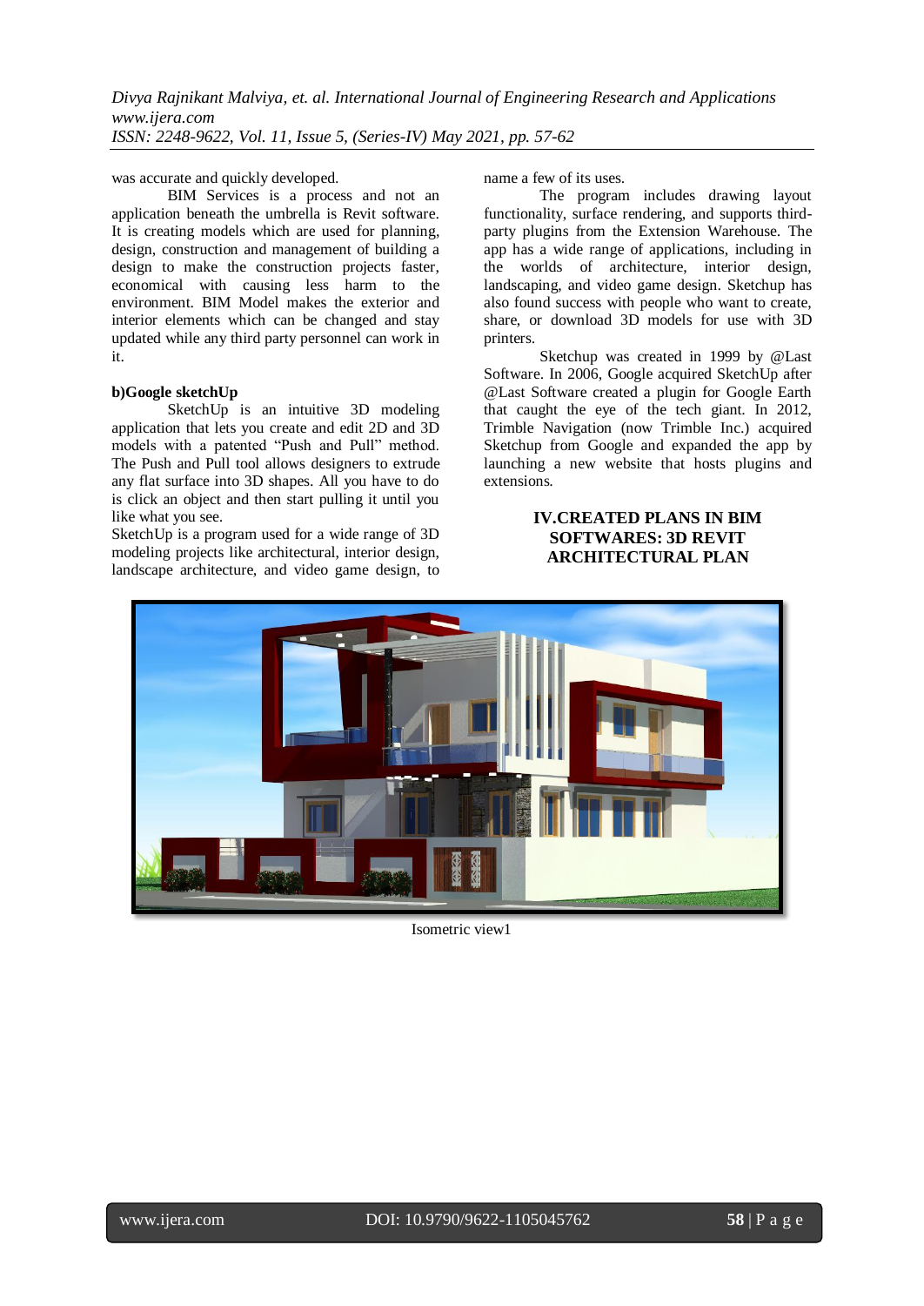was accurate and quickly developed.

BIM Services is a process and not an application beneath the umbrella is Revit software. It is creating models which are used for planning, design, construction and management of building a design to make the construction projects faster, economical with causing less harm to the environment. BIM Model makes the exterior and interior elements which can be changed and stay updated while any third party personnel can work in it.

**b)Google sketchUp**

SketchUp is an intuitive 3D modeling application that lets you create and edit 2D and 3D models with a patented "Push and Pull" method. The Push and Pull tool allows designers to extrude any flat surface into 3D shapes. All you have to do is click an object and then start pulling it until you like what you see.

SketchUp is a program used for a wide range of 3D modeling projects like architectural, interior design, landscape architecture, and video game design, to name a few of its uses.

The program includes drawing layout functionality, surface rendering, and supports third-party plugins from the Extension Warehouse. The app has a wide range of applications, including in the worlds of architecture, interior design, landscaping, and video game design. Sketchup has also found success with people who want to create, share, or download 3D models for use with 3D printers.

Sketchup was created in 1999 by @Last Software. In 2006, Google acquired SketchUp after @Last Software created a plugin for Google Earth that caught the eye of the tech giant. In 2012, Trimble Navigation (now Trimble Inc.) acquired Sketchup from Google and expanded the app by launching a new website that hosts plugins and extensions.

## IV.CREATED PLANS IN BIM SOFTWARES: 3D REVIT ARCHITECTURAL PLAN

Isometric view1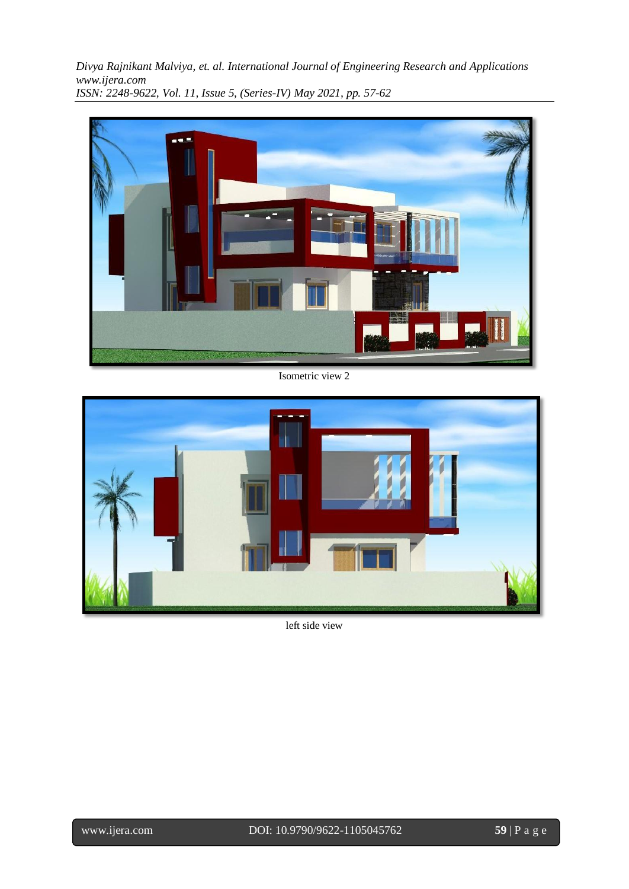Isometric view 2

left side view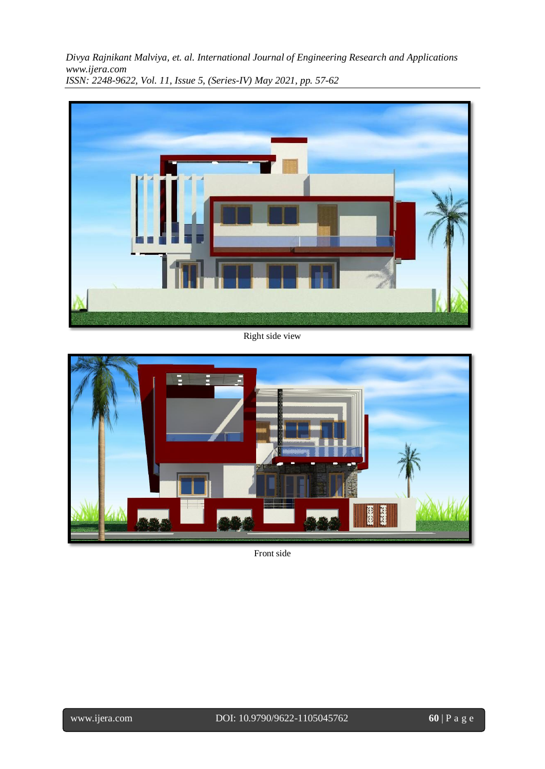Right side view

Front side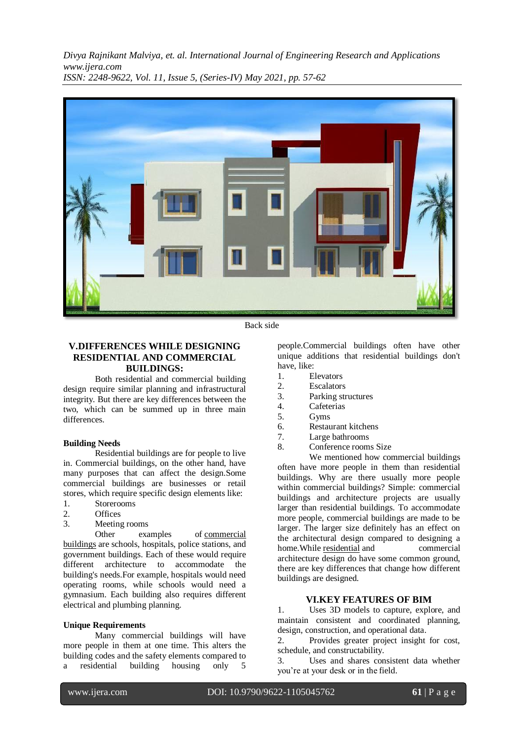Back side

## V.DIFFERENCES WHILE DESIGNING RESIDENTIAL AND COMMERCIAL BUILDINGS:

Both residential and commercial building design require similar planning and infrastructural integrity. But there are key differences between the two, which can be summed up in three main differences.

**Building Needs**

Residential buildings are for people to live in. Commercial buildings, on the other hand, have many purposes that can affect the design.Some commercial buildings are businesses or retail stores, which require specific design elements like:

1. Storerooms
2. Offices
3. Meeting rooms

Other examples of commercial buildings are schools, hospitals, police stations, and government buildings. Each of these would require different architecture to accommodate the building's needs.For example, hospitals would need operating rooms, while schools would need a gymnasium. Each building also requires different electrical and plumbing planning.

**Unique Requirements**

Many commercial buildings will have more people in them at one time. This alters the building codes and the safety elements compared to a residential building housing only 5 people.Commercial buildings often have other unique additions that residential buildings don't have, like:

1. Elevators
2. Escalators
3. Parking structures
4. Cafeterias
5. Gyms
6. Restaurant kitchens
7. Large bathrooms
8. Conference rooms Size

We mentioned how commercial buildings often have more people in them than residential buildings. Why are there usually more people within commercial buildings? Simple: commercial buildings and architecture projects are usually larger than residential buildings. To accommodate more people, commercial buildings are made to be larger. The larger size definitely has an effect on the architectural design compared to designing a home.While residential and commercial architecture design do have some common ground, there are key differences that change how different buildings are designed.

## VI.KEY FEATURES OF BIM

1. Uses 3D models to capture, explore, and maintain consistent and coordinated planning, design, construction, and operational data.
2. Provides greater project insight for cost, schedule, and constructability.
3. Uses and shares consistent data whether you're at your desk or in the field.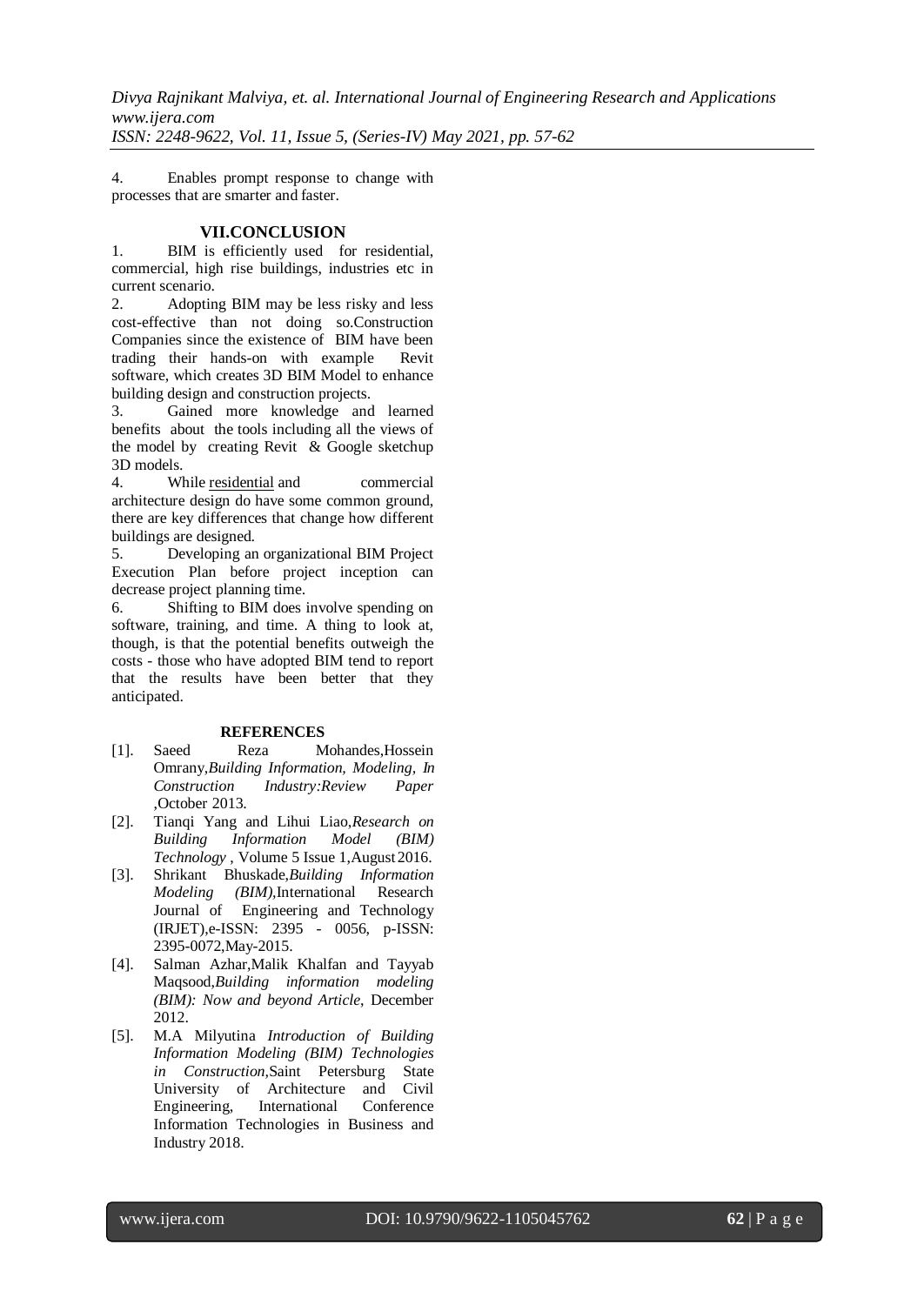4. Enables prompt response to change with processes that are smarter and faster.

## VII.CONCLUSION

1. BIM is efficiently used for residential, commercial, high rise buildings, industries etc in current scenario.
2. Adopting BIM may be less risky and less cost-effective than not doing so.Construction Companies since the existence of BIM have been trading their hands-on with example Revit software, which creates 3D BIM Model to enhance building design and construction projects.
3. Gained more knowledge and learned benefits about the tools including all the views of the model by creating Revit & Google sketchup 3D models.
4. While residential and commercial architecture design do have some common ground, there are key differences that change how different buildings are designed.
5. Developing an organizational BIM Project Execution Plan before project inception can decrease project planning time.
6. Shifting to BIM does involve spending on software, training, and time. A thing to look at, though, is that the potential benefits outweigh the costs - those who have adopted BIM tend to report that the results have been better that they anticipated.

## REFERENCES

[1]. Saeed Reza Mohandes,Hossein Omrany,*Building Information, Modeling, In Construction Industry:Review Paper* ,October 2013.

[2]. Tianqi Yang and Lihui Liao,*Research on Building Information Model (BIM) Technology* , Volume 5 Issue 1,August 2016.

[3]. Shrikant Bhuskade,*Building Information Modeling (BIM)*,International Research Journal of Engineering and Technology (IRJET),e-ISSN: 2395 - 0056, p-ISSN: 2395-0072,May-2015.

[4]. Salman Azhar,Malik Khalfan and Tayyab Maqsood,*Building information modeling (BIM): Now and beyond Article*, December 2012.

[5]. M.A Milyutina *Introduction of Building Information Modeling (BIM) Technologies in Construction*,Saint Petersburg State University of Architecture and Civil Engineering, International Conference Information Technologies in Business and Industry 2018.